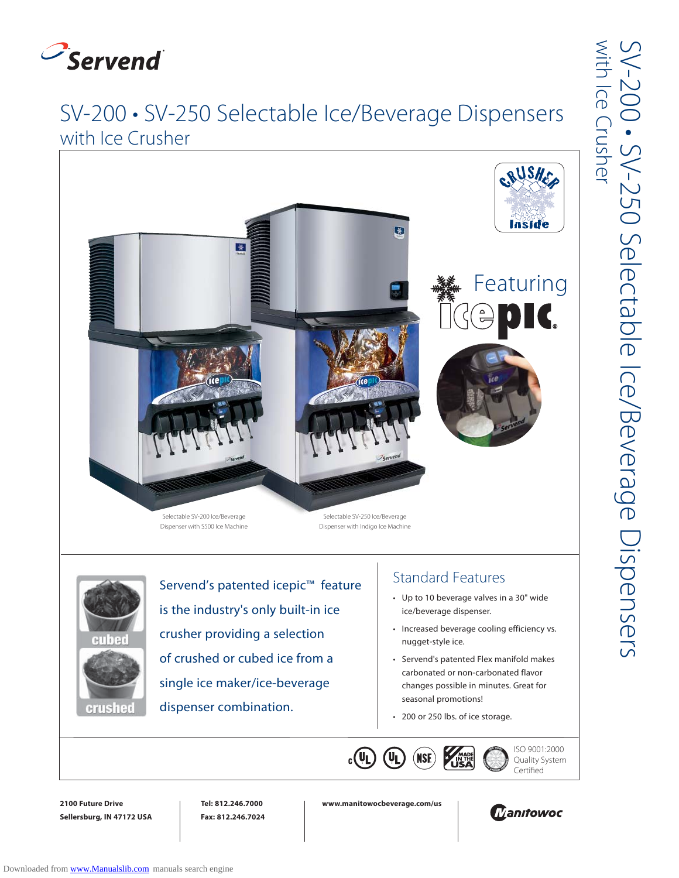# Servend

# SV-200 • SV-250 Selectable Ice/Beverage Dispensers
## with Ice Crusher

Crusher Inside

Featuring icepic®

Selectable SV-200 Ice/Beverage Dispenser with S500 Ice Machine

Selectable SV-250 Ice/Beverage Dispenser with Indigo Ice Machine

cubed

crushed

Servend's patented icepic™ feature is the industry's only built-in ice crusher providing a selection of crushed or cubed ice from a single ice maker/ice-beverage dispenser combination.

## Standard Features

- Up to 10 beverage valves in a 30" wide ice/beverage dispenser.
- Increased beverage cooling efficiency vs. nugget-style ice.
- Servend's patented Flex manifold makes carbonated or non-carbonated flavor changes possible in minutes. Great for seasonal promotions!
- 200 or 250 lbs. of ice storage.

ISO 9001:2000 Quality System Certified

**2100 Future Drive**
**Sellersburg, IN 47172 USA**

**Tel: 812.246.7000**
**Fax: 812.246.7024**

**www.manitowocbeverage.com/us**

Manitowoc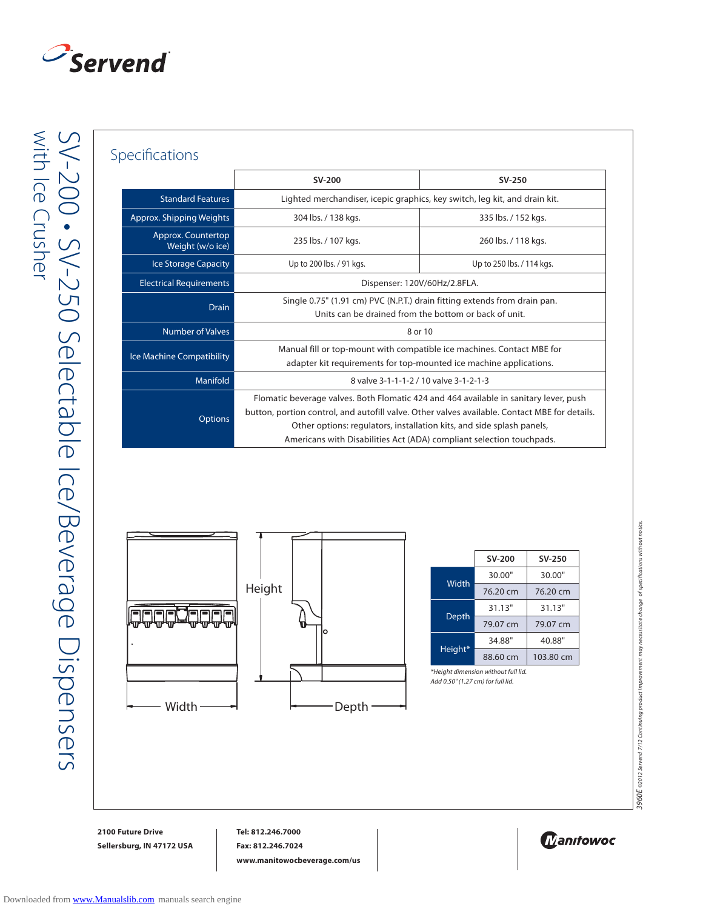# SV-200 • SV-250 Selectable Ice/Beverage Dispensers

with Ice Crusher

## Specifications

| | SV-200 | SV-250 |
|---|---|---|
| Standard Features | Lighted merchandiser, icepic graphics, key switch, leg kit, and drain kit. | |
| Approx. Shipping Weights | 304 lbs. / 138 kgs. | 335 lbs. / 152 kgs. |
| Approx. Countertop Weight (w/o ice) | 235 lbs. / 107 kgs. | 260 lbs. / 118 kgs. |
| Ice Storage Capacity | Up to 200 lbs. / 91 kgs. | Up to 250 lbs. / 114 kgs. |
| Electrical Requirements | Dispenser: 120V/60Hz/2.8FLA. | |
| Drain | Single 0.75" (1.91 cm) PVC (N.P.T.) drain fitting extends from drain pan. Units can be drained from the bottom or back of unit. | |
| Number of Valves | 8 or 10 | |
| Ice Machine Compatibility | Manual fill or top-mount with compatible ice machines. Contact MBE for adapter kit requirements for top-mounted ice machine applications. | |
| Manifold | 8 valve 3-1-1-1-2 / 10 valve 3-1-2-1-3 | |
| Options | Flomatic beverage valves. Both Flomatic 424 and 464 available in sanitary lever, push button, portion control, and autofill valve. Other valves available. Contact MBE for details. Other options: regulators, installation kits, and side splash panels, Americans with Disabilities Act (ADA) compliant selection touchpads. | |

Height

Width

Depth

| | SV-200 | SV-250 |
|---|---|---|
| Width | 30.00" | 30.00" |
| | 76.20 cm | 76.20 cm |
| Depth | 31.13" | 31.13" |
| | 79.07 cm | 79.07 cm |
| Height* | 34.88" | 40.88" |
| | 88.60 cm | 103.80 cm |

*Height dimension without full lid. Add 0.50" (1.27 cm) for full lid.

3960E ©2012 Servend 7/12 Continuing product improvement may necessitate change of specifications without notice.

**2100 Future Drive**
**Sellersburg, IN 47172 USA**

**Tel: 812.246.7000**
**Fax: 812.246.7024**
**www.manitowocbeverage.com/us**